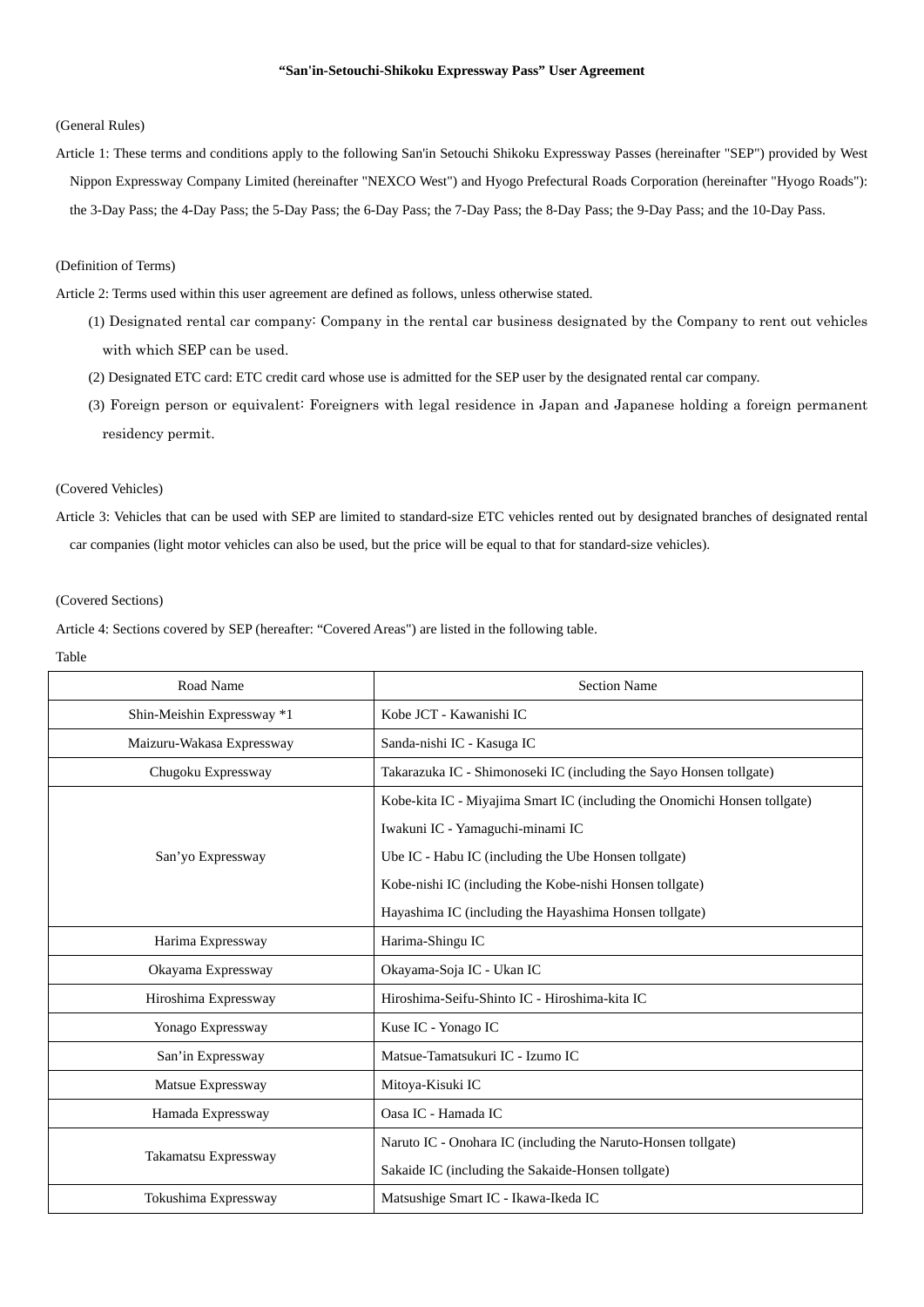# "San'in-Setouchi-Shikoku Expressway Pass" User Agreement

(General Rules)

Article 1: These terms and conditions apply to the following San'in Setouchi Shikoku Expressway Passes (hereinafter "SEP") provided by West Nippon Expressway Company Limited (hereinafter "NEXCO West") and Hyogo Prefectural Roads Corporation (hereinafter "Hyogo Roads"): the 3-Day Pass; the 4-Day Pass; the 5-Day Pass; the 6-Day Pass; the 7-Day Pass; the 8-Day Pass; the 9-Day Pass; and the 10-Day Pass.

(Definition of Terms)

Article 2: Terms used within this user agreement are defined as follows, unless otherwise stated.

(1) Designated rental car company: Company in the rental car business designated by the Company to rent out vehicles with which SEP can be used.

(2) Designated ETC card: ETC credit card whose use is admitted for the SEP user by the designated rental car company.

(3) Foreign person or equivalent: Foreigners with legal residence in Japan and Japanese holding a foreign permanent residency permit.

(Covered Vehicles)

Article 3: Vehicles that can be used with SEP are limited to standard-size ETC vehicles rented out by designated branches of designated rental car companies (light motor vehicles can also be used, but the price will be equal to that for standard-size vehicles).

(Covered Sections)

Article 4: Sections covered by SEP (hereafter: "Covered Areas") are listed in the following table.

Table

| Road Name | Section Name |
|---|---|
| Shin-Meishin Expressway *1 | Kobe JCT - Kawanishi IC |
| Maizuru-Wakasa Expressway | Sanda-nishi IC - Kasuga IC |
| Chugoku Expressway | Takarazuka IC - Shimonoseki IC (including the Sayo Honsen tollgate) |
| San'yo Expressway | Kobe-kita IC - Miyajima Smart IC (including the Onomichi Honsen tollgate)<br>Iwakuni IC - Yamaguchi-minami IC<br>Ube IC - Habu IC (including the Ube Honsen tollgate)<br>Kobe-nishi IC (including the Kobe-nishi Honsen tollgate)<br>Hayashima IC (including the Hayashima Honsen tollgate) |
| Harima Expressway | Harima-Shingu IC |
| Okayama Expressway | Okayama-Soja IC - Ukan IC |
| Hiroshima Expressway | Hiroshima-Seifu-Shinto IC - Hiroshima-kita IC |
| Yonago Expressway | Kuse IC - Yonago IC |
| San'in Expressway | Matsue-Tamatsukuri IC - Izumo IC |
| Matsue Expressway | Mitoya-Kisuki IC |
| Hamada Expressway | Oasa IC - Hamada IC |
| Takamatsu Expressway | Naruto IC - Onohara IC (including the Naruto-Honsen tollgate)<br>Sakaide IC (including the Sakaide-Honsen tollgate) |
| Tokushima Expressway | Matsushige Smart IC - Ikawa-Ikeda IC |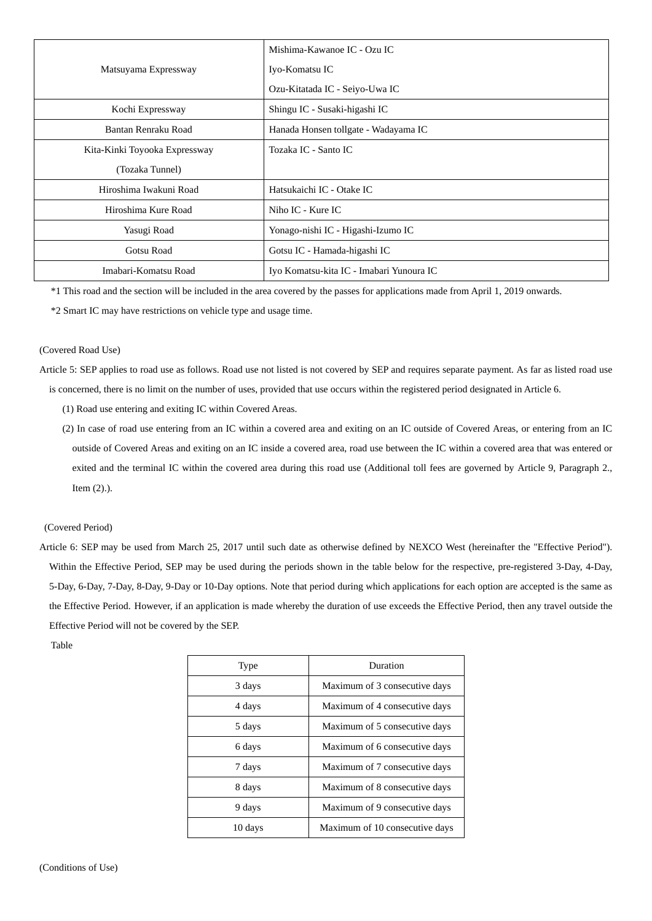| | |
|---|---|
| Matsuyama Expressway | Mishima-Kawanoe IC - Ozu IC<br>Iyo-Komatsu IC<br>Ozu-Kitatada IC - Seiyo-Uwa IC |
| Kochi Expressway | Shingu IC - Susaki-higashi IC |
| Bantan Renraku Road | Hanada Honsen tollgate - Wadayama IC |
| Kita-Kinki Toyooka Expressway<br>(Tozaka Tunnel) | Tozaka IC - Santo IC |
| Hiroshima Iwakuni Road | Hatsukaichi IC - Otake IC |
| Hiroshima Kure Road | Niho IC - Kure IC |
| Yasugi Road | Yonago-nishi IC - Higashi-Izumo IC |
| Gotsu Road | Gotsu IC - Hamada-higashi IC |
| Imabari-Komatsu Road | Iyo Komatsu-kita IC - Imabari Yunoura IC |

*1 This road and the section will be included in the area covered by the passes for applications made from April 1, 2019 onwards.

*2 Smart IC may have restrictions on vehicle type and usage time.

(Covered Road Use)

Article 5: SEP applies to road use as follows. Road use not listed is not covered by SEP and requires separate payment. As far as listed road use is concerned, there is no limit on the number of uses, provided that use occurs within the registered period designated in Article 6.

(1) Road use entering and exiting IC within Covered Areas.

(2) In case of road use entering from an IC within a covered area and exiting on an IC outside of Covered Areas, or entering from an IC outside of Covered Areas and exiting on an IC inside a covered area, road use between the IC within a covered area that was entered or exited and the terminal IC within the covered area during this road use (Additional toll fees are governed by Article 9, Paragraph 2., Item (2).).

(Covered Period)

Article 6: SEP may be used from March 25, 2017 until such date as otherwise defined by NEXCO West (hereinafter the "Effective Period"). Within the Effective Period, SEP may be used during the periods shown in the table below for the respective, pre-registered 3-Day, 4-Day, 5-Day, 6-Day, 7-Day, 8-Day, 9-Day or 10-Day options. Note that period during which applications for each option are accepted is the same as the Effective Period. However, if an application is made whereby the duration of use exceeds the Effective Period, then any travel outside the Effective Period will not be covered by the SEP.

Table

| Type | Duration |
|---|---|
| 3 days | Maximum of 3 consecutive days |
| 4 days | Maximum of 4 consecutive days |
| 5 days | Maximum of 5 consecutive days |
| 6 days | Maximum of 6 consecutive days |
| 7 days | Maximum of 7 consecutive days |
| 8 days | Maximum of 8 consecutive days |
| 9 days | Maximum of 9 consecutive days |
| 10 days | Maximum of 10 consecutive days |

(Conditions of Use)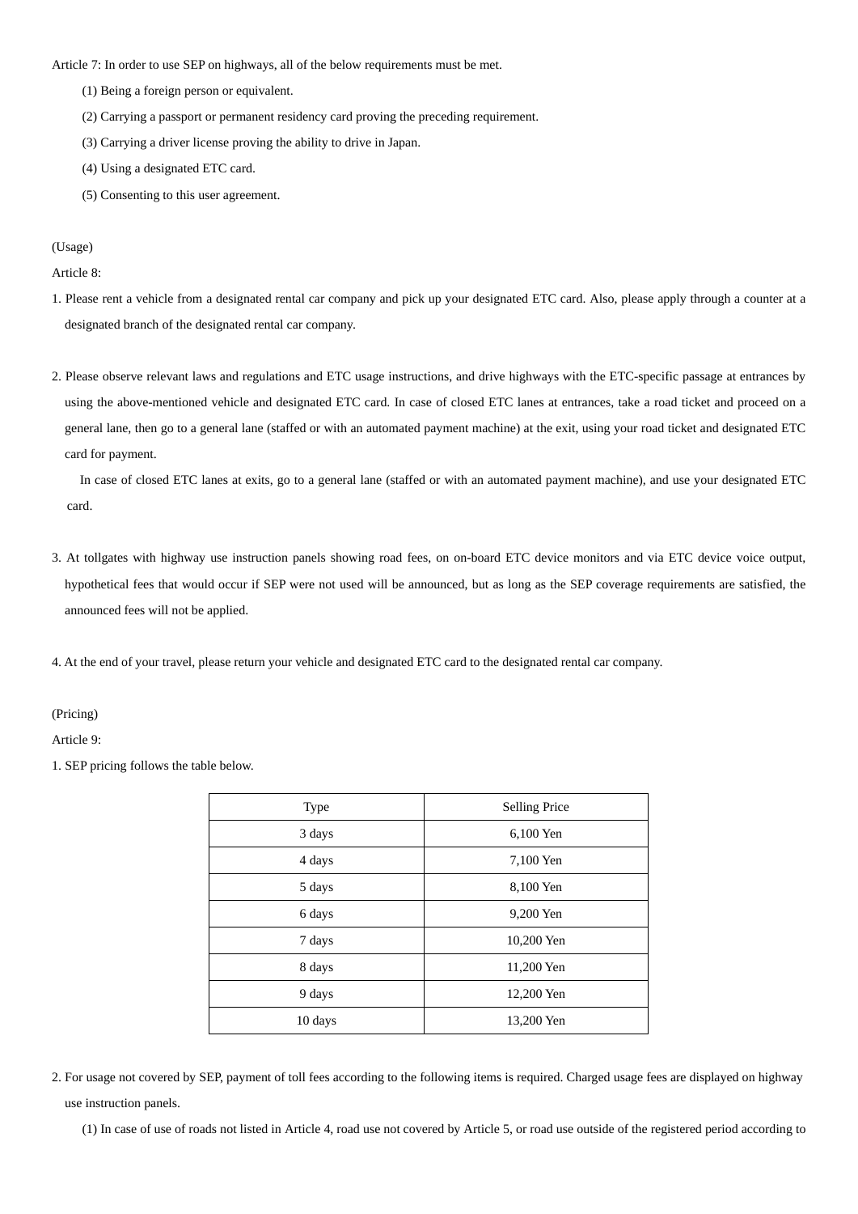Article 7: In order to use SEP on highways, all of the below requirements must be met.

(1) Being a foreign person or equivalent.

(2) Carrying a passport or permanent residency card proving the preceding requirement.

(3) Carrying a driver license proving the ability to drive in Japan.

(4) Using a designated ETC card.

(5) Consenting to this user agreement.

(Usage)

Article 8:

1. Please rent a vehicle from a designated rental car company and pick up your designated ETC card. Also, please apply through a counter at a designated branch of the designated rental car company.

2. Please observe relevant laws and regulations and ETC usage instructions, and drive highways with the ETC-specific passage at entrances by using the above-mentioned vehicle and designated ETC card. In case of closed ETC lanes at entrances, take a road ticket and proceed on a general lane, then go to a general lane (staffed or with an automated payment machine) at the exit, using your road ticket and designated ETC card for payment.
   
   In case of closed ETC lanes at exits, go to a general lane (staffed or with an automated payment machine), and use your designated ETC card.

3. At tollgates with highway use instruction panels showing road fees, on on-board ETC device monitors and via ETC device voice output, hypothetical fees that would occur if SEP were not used will be announced, but as long as the SEP coverage requirements are satisfied, the announced fees will not be applied.

4. At the end of your travel, please return your vehicle and designated ETC card to the designated rental car company.

(Pricing)

Article 9:

1. SEP pricing follows the table below.

| Type | Selling Price |
|---|---|
| 3 days | 6,100 Yen |
| 4 days | 7,100 Yen |
| 5 days | 8,100 Yen |
| 6 days | 9,200 Yen |
| 7 days | 10,200 Yen |
| 8 days | 11,200 Yen |
| 9 days | 12,200 Yen |
| 10 days | 13,200 Yen |

2. For usage not covered by SEP, payment of toll fees according to the following items is required. Charged usage fees are displayed on highway use instruction panels.

   (1) In case of use of roads not listed in Article 4, road use not covered by Article 5, or road use outside of the registered period according to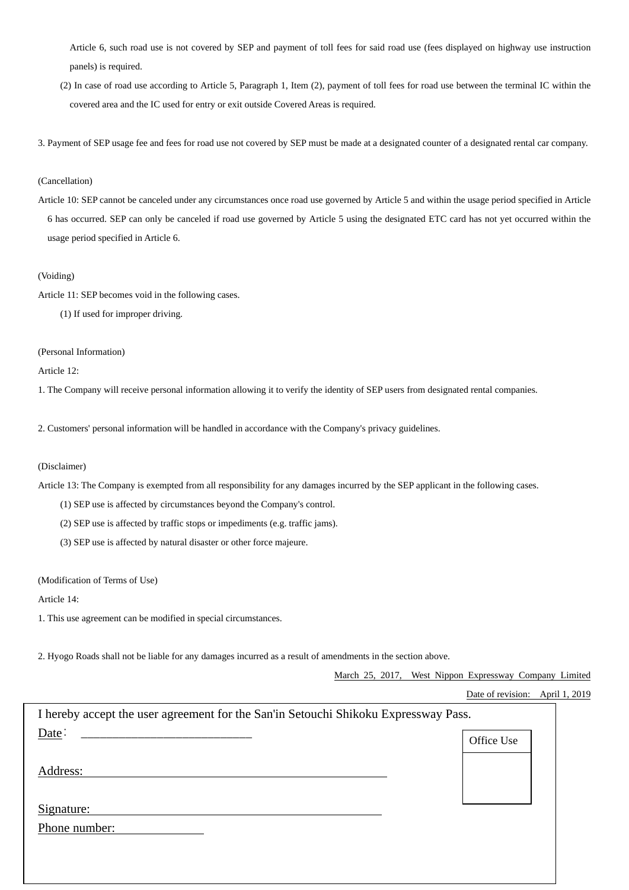Article 6, such road use is not covered by SEP and payment of toll fees for said road use (fees displayed on highway use instruction panels) is required.

(2) In case of road use according to Article 5, Paragraph 1, Item (2), payment of toll fees for road use between the terminal IC within the covered area and the IC used for entry or exit outside Covered Areas is required.

3. Payment of SEP usage fee and fees for road use not covered by SEP must be made at a designated counter of a designated rental car company.

(Cancellation)

Article 10: SEP cannot be canceled under any circumstances once road use governed by Article 5 and within the usage period specified in Article 6 has occurred. SEP can only be canceled if road use governed by Article 5 using the designated ETC card has not yet occurred within the usage period specified in Article 6.

(Voiding)

Article 11: SEP becomes void in the following cases.

(1) If used for improper driving.

(Personal Information)

Article 12:

1. The Company will receive personal information allowing it to verify the identity of SEP users from designated rental companies.

2. Customers' personal information will be handled in accordance with the Company's privacy guidelines.

(Disclaimer)

Article 13: The Company is exempted from all responsibility for any damages incurred by the SEP applicant in the following cases.

(1) SEP use is affected by circumstances beyond the Company's control.

(2) SEP use is affected by traffic stops or impediments (e.g. traffic jams).

(3) SEP use is affected by natural disaster or other force majeure.

(Modification of Terms of Use)

Article 14:

1. This use agreement can be modified in special circumstances.

2. Hyogo Roads shall not be liable for any damages incurred as a result of amendments in the section above.

March 25, 2017, West Nippon Expressway Company Limited

Date of revision: April 1, 2019

I hereby accept the user agreement for the San'in Setouchi Shikoku Expressway Pass.

Date：\_\_\_\_\_\_\_\_\_\_\_\_\_\_\_\_\_\_\_\_\_\_\_\_\_\_\_\_\_\_

Address: \_\_\_\_\_\_\_\_\_\_\_\_\_\_\_\_\_\_\_\_\_\_\_\_\_\_\_\_\_\_\_\_\_\_\_\_\_\_\_\_\_\_\_\_\_\_

Signature: \_\_\_\_\_\_\_\_\_\_\_\_\_\_\_\_\_\_\_\_\_\_\_\_\_\_\_\_\_\_\_\_\_\_\_\_\_\_\_\_\_\_\_\_\_\_

Phone number: \_\_\_\_\_\_\_\_\_\_\_\_\_\_\_\_

| Office Use |
| --- |
| |